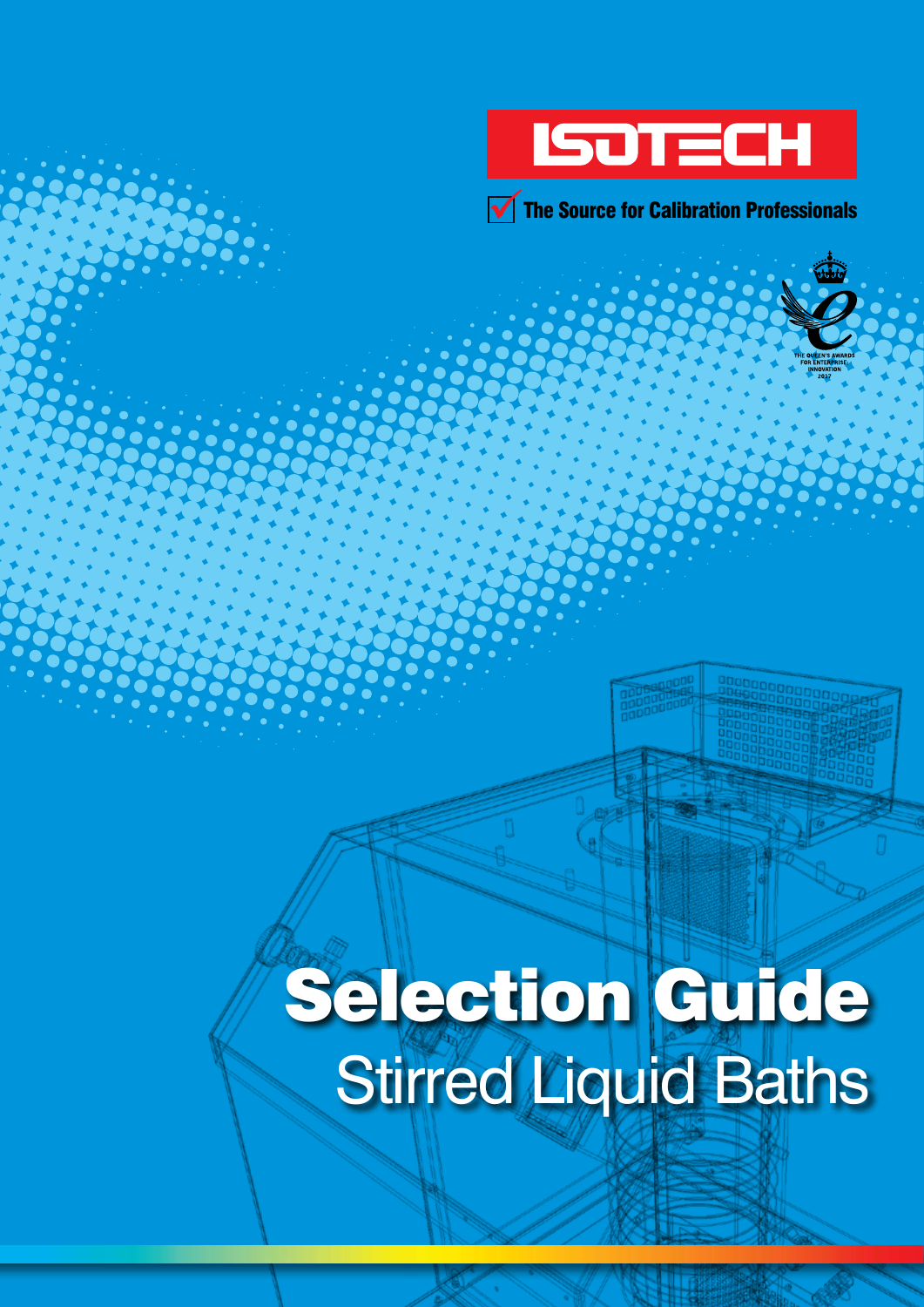ISOTECH

The Source for Calibration Professionals

THE QUEEN'S AWARDS FOR ENTERPRISE: INNOVATION 2017

# Selection Guide

## Stirred Liquid Baths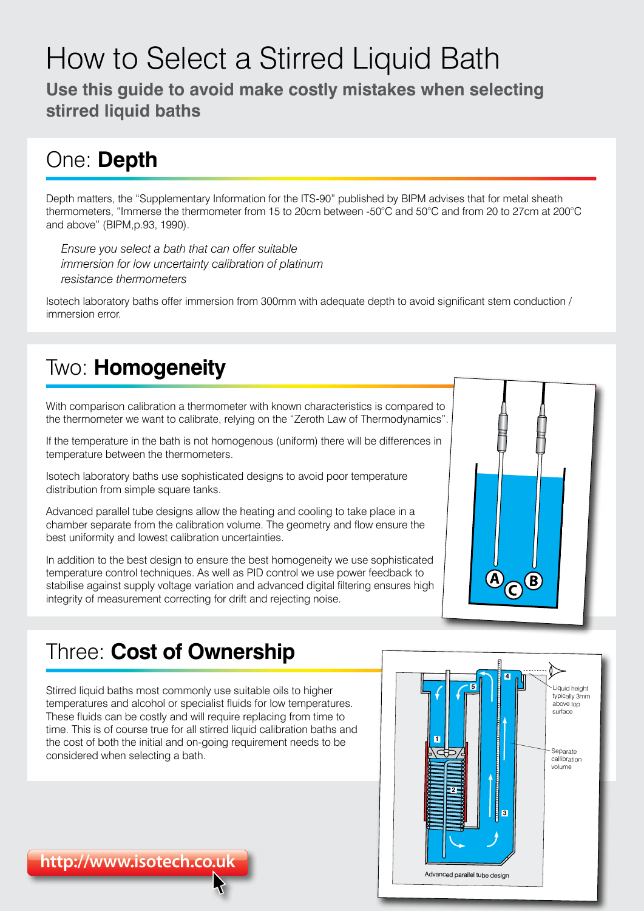# How to Select a Stirred Liquid Bath

**Use this guide to avoid make costly mistakes when selecting stirred liquid baths**

## One: **Depth**

Depth matters, the "Supplementary Information for the ITS-90" published by BIPM advises that for metal sheath thermometers, "Immerse the thermometer from 15 to 20cm between -50°C and 50°C and from 20 to 27cm at 200°C and above" (BIPM,p.93, 1990).

*Ensure you select a bath that can offer suitable immersion for low uncertainty calibration of platinum resistance thermometers*

Isotech laboratory baths offer immersion from 300mm with adequate depth to avoid significant stem conduction / immersion error.

## Two: **Homogeneity**

With comparison calibration a thermometer with known characteristics is compared to the thermometer we want to calibrate, relying on the "Zeroth Law of Thermodynamics".

If the temperature in the bath is not homogenous (uniform) there will be differences in temperature between the thermometers.

Isotech laboratory baths use sophisticated designs to avoid poor temperature distribution from simple square tanks.

Advanced parallel tube designs allow the heating and cooling to take place in a chamber separate from the calibration volume. The geometry and flow ensure the best uniformity and lowest calibration uncertainties.

In addition to the best design to ensure the best homogeneity we use sophisticated temperature control techniques. As well as PID control we use power feedback to stabilise against supply voltage variation and advanced digital filtering ensures high integrity of measurement correcting for drift and rejecting noise.

## Three: **Cost of Ownership**

Stirred liquid baths most commonly use suitable oils to higher temperatures and alcohol or specialist fluids for low temperatures. These fluids can be costly and will require replacing from time to time. This is of course true for all stirred liquid calibration baths and the cost of both the initial and on-going requirement needs to be considered when selecting a bath.

Liquid height typically 3mm above top surface

Separate callibration volume

Advanced parallel tube design

http://www.isotech.co.uk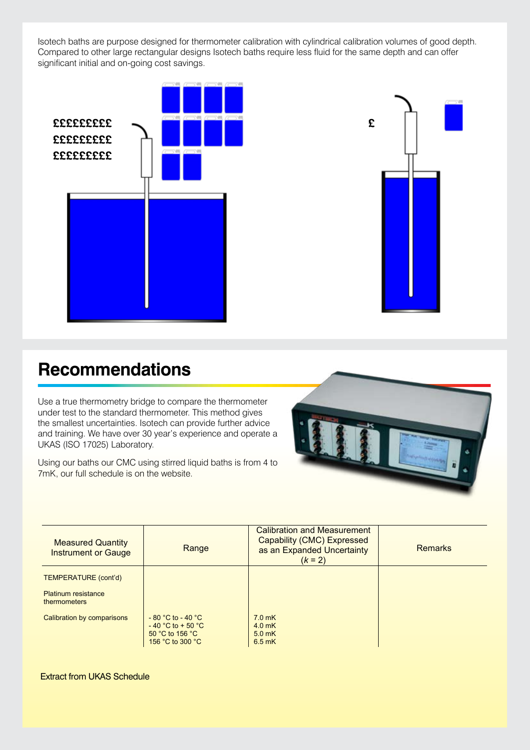Isotech baths are purpose designed for thermometer calibration with cylindrical calibration volumes of good depth. Compared to other large rectangular designs Isotech baths require less fluid for the same depth and can offer significant initial and on-going cost savings.

## Recommendations

Use a true thermometry bridge to compare the thermometer under test to the standard thermometer. This method gives the smallest uncertainties. Isotech can provide further advice and training. We have over 30 year's experience and operate a UKAS (ISO 17025) Laboratory.

Using our baths our CMC using stirred liquid baths is from 4 to 7mK, our full schedule is on the website.

| Measured Quantity Instrument or Gauge | Range | Calibration and Measurement Capability (CMC) Expressed as an Expanded Uncertainty ($k$ = 2) | Remarks |
|---|---|---|---|
| TEMPERATURE (cont'd) | | | |
| Platinum resistance thermometers | | | |
| Calibration by comparisons | - 80 °C to - 40 °C<br>- 40 °C to + 50 °C<br>50 °C to 156 °C<br>156 °C to 300 °C | 7.0 mK<br>4.0 mK<br>5.0 mK<br>6.5 mK | |

Extract from UKAS Schedule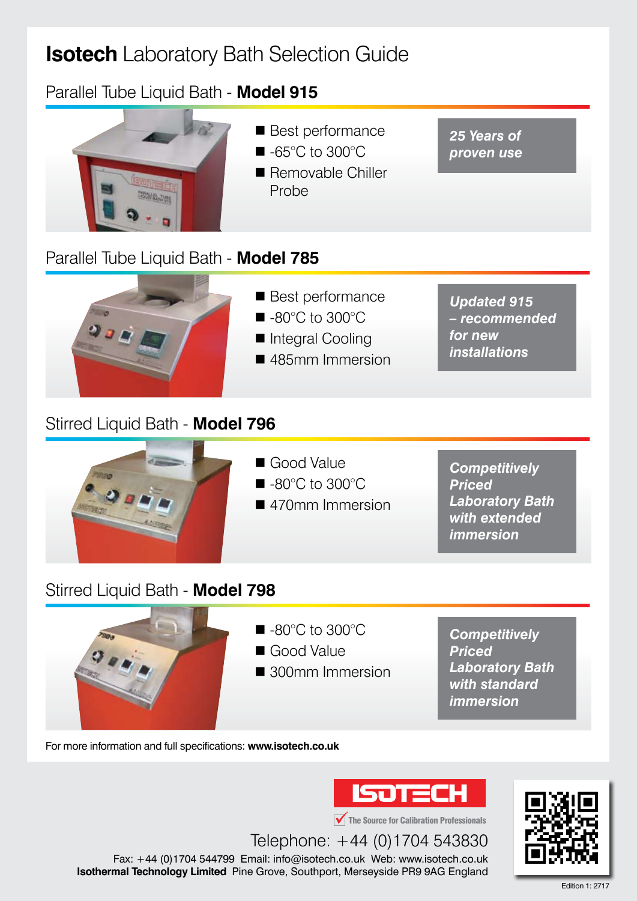# **Isotech** Laboratory Bath Selection Guide

## Parallel Tube Liquid Bath - **Model 915**

- Best performance
- -65°C to 300°C
- Removable Chiller Probe

***25 Years of proven use***

## Parallel Tube Liquid Bath - **Model 785**

- Best performance
- -80°C to 300°C
- Integral Cooling
- 485mm Immersion

***Updated 915 – recommended for new installations***

## Stirred Liquid Bath - **Model 796**

- Good Value
- -80°C to 300°C
- 470mm Immersion

***Competitively Priced Laboratory Bath with extended immersion***

## Stirred Liquid Bath - **Model 798**

- -80°C to 300°C
- Good Value
- 300mm Immersion

***Competitively Priced Laboratory Bath with standard immersion***

For more information and full specifications: **www.isotech.co.uk**

ISOTECH

The Source for Calibration Professionals

Telephone: +44 (0)1704 543830

Fax: +44 (0)1704 544799 Email: info@isotech.co.uk Web: www.isotech.co.uk

**Isothermal Technology Limited** Pine Grove, Southport, Merseyside PR9 9AG England

Edition 1: 2717